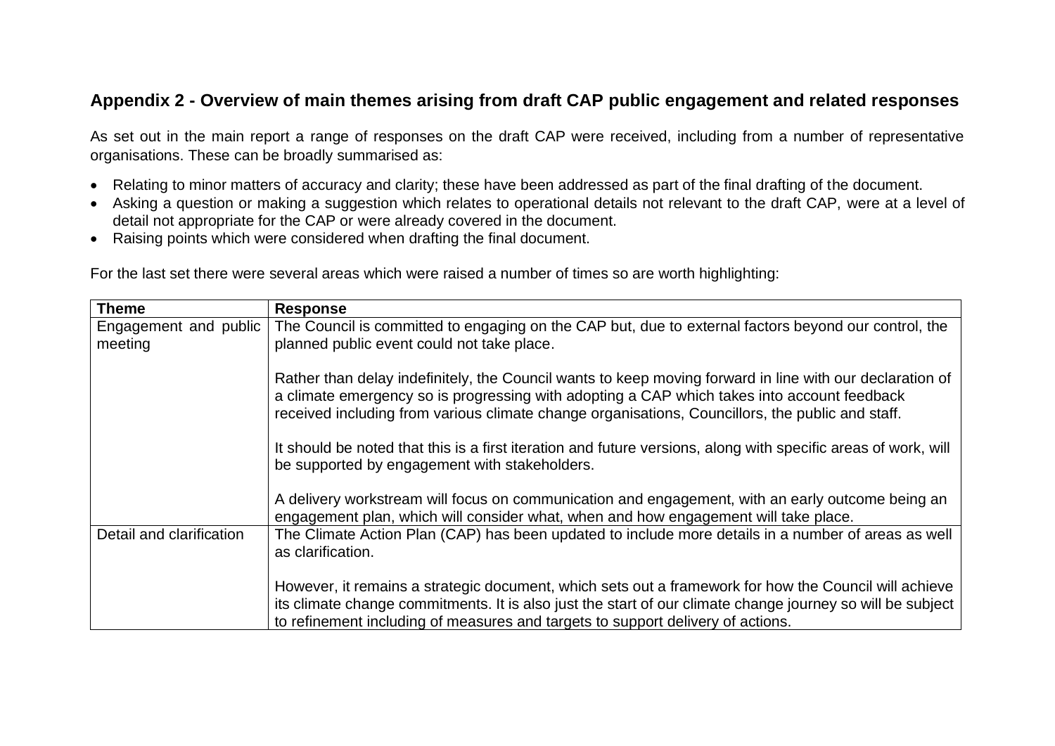## Appendix 2 - Overview of main themes arising from draft CAP public engagement and related responses

As set out in the main report a range of responses on the draft CAP were received, including from a number of representative organisations. These can be broadly summarised as:

- Relating to minor matters of accuracy and clarity; these have been addressed as part of the final drafting of the document.
- Asking a question or making a suggestion which relates to operational details not relevant to the draft CAP, were at a level of detail not appropriate for the CAP or were already covered in the document.
- Raising points which were considered when drafting the final document.

For the last set there were several areas which were raised a number of times so are worth highlighting:

| Theme | Response |
| --- | --- |
| Engagement and public meeting | The Council is committed to engaging on the CAP but, due to external factors beyond our control, the planned public event could not take place.<br><br>Rather than delay indefinitely, the Council wants to keep moving forward in line with our declaration of a climate emergency so is progressing with adopting a CAP which takes into account feedback received including from various climate change organisations, Councillors, the public and staff.<br><br>It should be noted that this is a first iteration and future versions, along with specific areas of work, will be supported by engagement with stakeholders.<br><br>A delivery workstream will focus on communication and engagement, with an early outcome being an engagement plan, which will consider what, when and how engagement will take place. |
| Detail and clarification | The Climate Action Plan (CAP) has been updated to include more details in a number of areas as well as clarification.<br><br>However, it remains a strategic document, which sets out a framework for how the Council will achieve its climate change commitments. It is also just the start of our climate change journey so will be subject to refinement including of measures and targets to support delivery of actions. |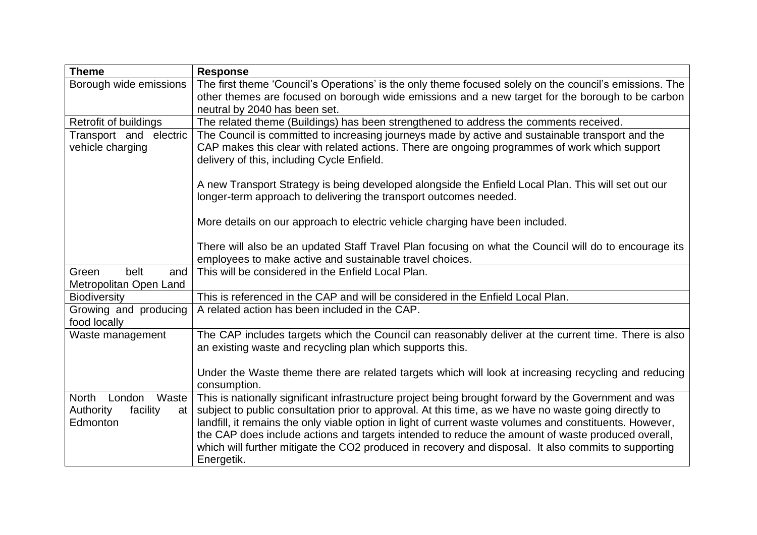| Theme | Response |
|---|---|
| Borough wide emissions | The first theme 'Council's Operations' is the only theme focused solely on the council's emissions. The other themes are focused on borough wide emissions and a new target for the borough to be carbon neutral by 2040 has been set. |
| Retrofit of buildings | The related theme (Buildings) has been strengthened to address the comments received. |
| Transport and electric vehicle charging | The Council is committed to increasing journeys made by active and sustainable transport and the CAP makes this clear with related actions. There are ongoing programmes of work which support delivery of this, including Cycle Enfield.<br><br>A new Transport Strategy is being developed alongside the Enfield Local Plan. This will set out our longer-term approach to delivering the transport outcomes needed.<br><br>More details on our approach to electric vehicle charging have been included.<br><br>There will also be an updated Staff Travel Plan focusing on what the Council will do to encourage its employees to make active and sustainable travel choices. |
| Green belt and Metropolitan Open Land | This will be considered in the Enfield Local Plan. |
| Biodiversity | This is referenced in the CAP and will be considered in the Enfield Local Plan. |
| Growing and producing food locally | A related action has been included in the CAP. |
| Waste management | The CAP includes targets which the Council can reasonably deliver at the current time. There is also an existing waste and recycling plan which supports this.<br><br>Under the Waste theme there are related targets which will look at increasing recycling and reducing consumption. |
| North London Waste Authority facility at Edmonton | This is nationally significant infrastructure project being brought forward by the Government and was subject to public consultation prior to approval. At this time, as we have no waste going directly to landfill, it remains the only viable option in light of current waste volumes and constituents. However, the CAP does include actions and targets intended to reduce the amount of waste produced overall, which will further mitigate the $CO_2$ produced in recovery and disposal. It also commits to supporting Energetik. |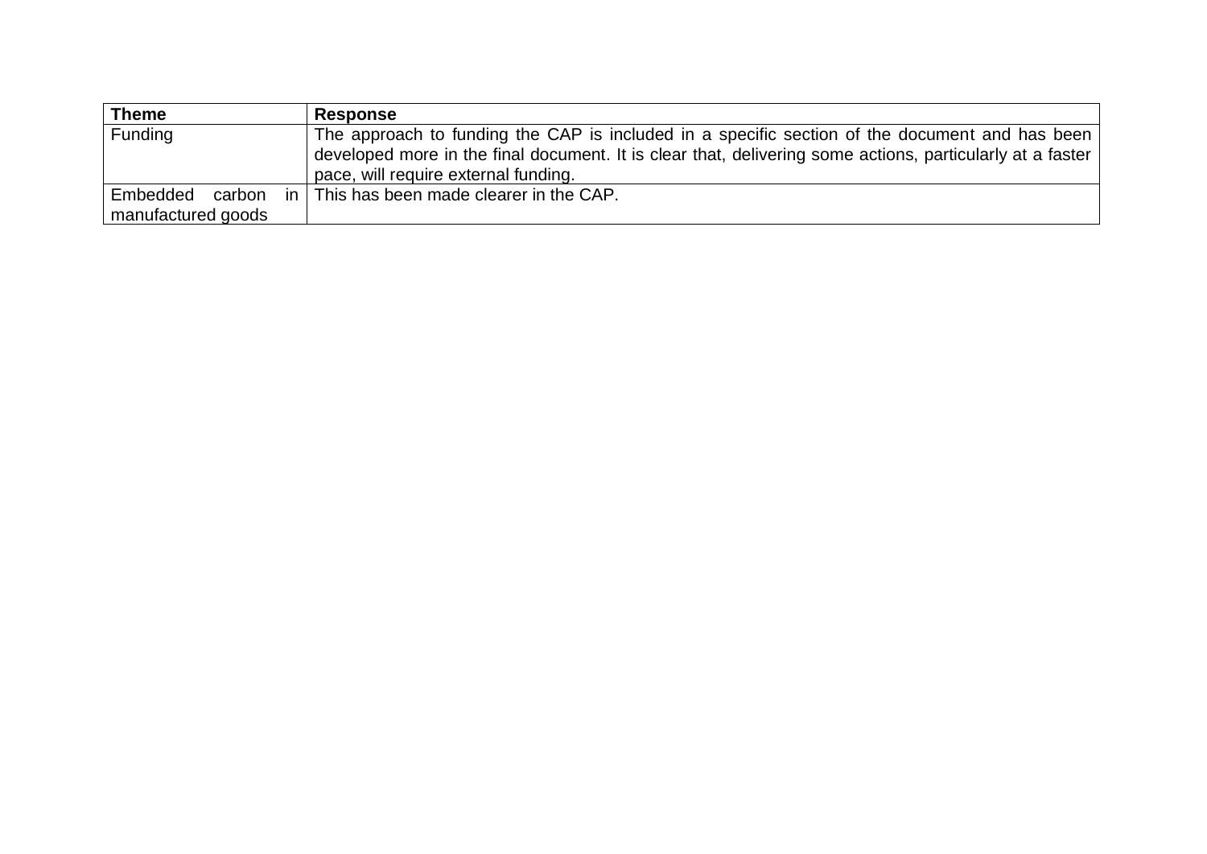| Theme | Response |
| --- | --- |
| Funding | The approach to funding the CAP is included in a specific section of the document and has been developed more in the final document. It is clear that, delivering some actions, particularly at a faster pace, will require external funding. |
| Embedded carbon in manufactured goods | This has been made clearer in the CAP. |